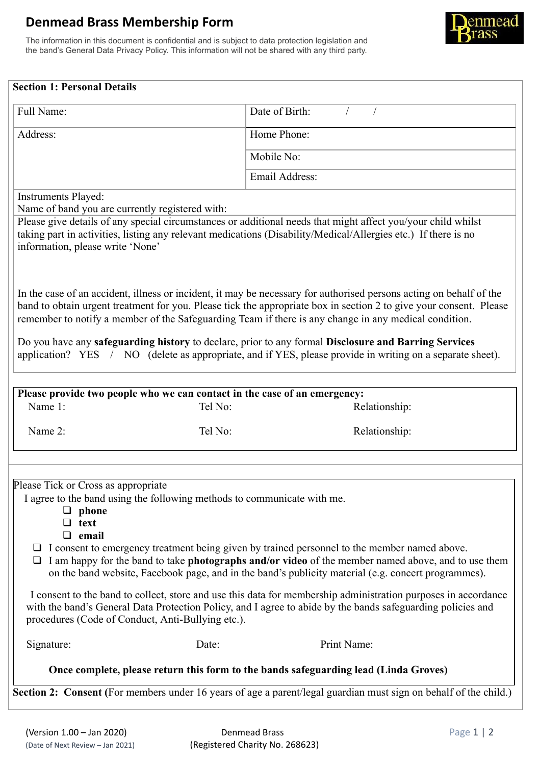# Denmead Brass Membership Form

The information in this document is confidential and is subject to data protection legislation and the band's General Data Privacy Policy. This information will not be shared with any third party.

**Section 1: Personal Details**

| Full Name: | Date of Birth: / / |
|---|---|
| Address: | Home Phone: |
| | Mobile No: |
| | Email Address: |

Instruments Played:

Name of band you are currently registered with:

Please give details of any special circumstances or additional needs that might affect you/your child whilst taking part in activities, listing any relevant medications (Disability/Medical/Allergies etc.) If there is no information, please write 'None'

In the case of an accident, illness or incident, it may be necessary for authorised persons acting on behalf of the band to obtain urgent treatment for you. Please tick the appropriate box in section 2 to give your consent. Please remember to notify a member of the Safeguarding Team if there is any change in any medical condition.

Do you have any **safeguarding history** to declare, prior to any formal **Disclosure and Barring Services** application? YES / NO (delete as appropriate, and if YES, please provide in writing on a separate sheet).

**Please provide two people who we can contact in the case of an emergency:**

| Name 1: | Tel No: | Relationship: |
|---|---|---|
| Name 2: | Tel No: | Relationship: |

**Section 2: Consent (**For members under 16 years of age a parent/legal guardian must sign on behalf of the child.)

Please Tick or Cross as appropriate

I agree to the band using the following methods to communicate with me.

- ❑ **phone**
- ❑ **text**
- ❑ **email**

- ❑ I consent to emergency treatment being given by trained personnel to the member named above.
- ❑ I am happy for the band to take **photographs and/or video** of the member named above, and to use them on the band website, Facebook page, and in the band's publicity material (e.g. concert programmes).

I consent to the band to collect, store and use this data for membership administration purposes in accordance with the band's General Data Protection Policy, and I agree to abide by the bands safeguarding policies and procedures (Code of Conduct, Anti-Bullying etc.).

Signature: Date: Print Name:

**Once complete, please return this form to the bands safeguarding lead (Linda Groves)**

(Version 1.00 – Jan 2020)
(Date of Next Review – Jan 2021)

Denmead Brass
(Registered Charity No. 268623)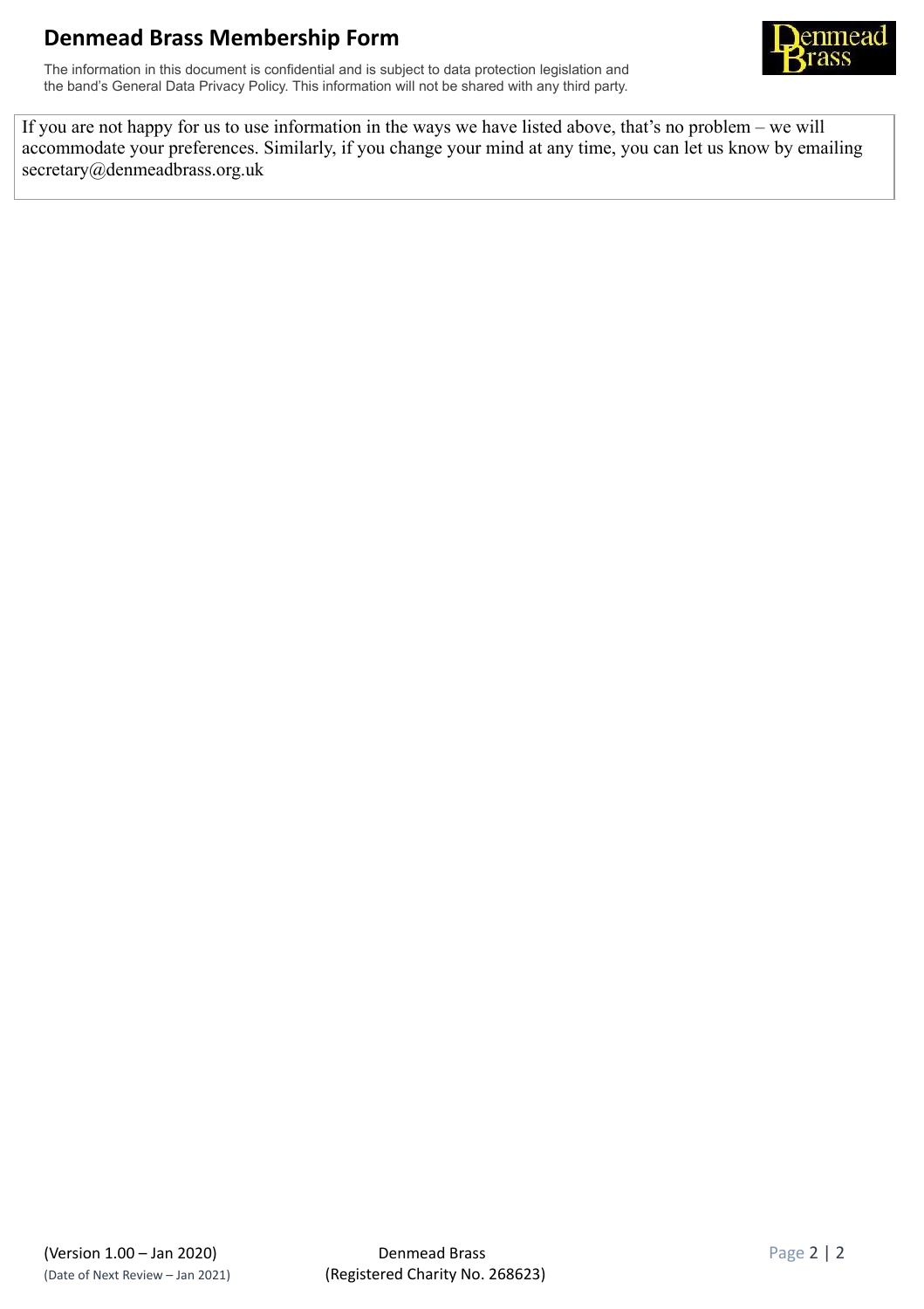If you are not happy for us to use information in the ways we have listed above, that's no problem – we will accommodate your preferences. Similarly, if you change your mind at any time, you can let us know by emailing secretary@denmeadbrass.org.uk